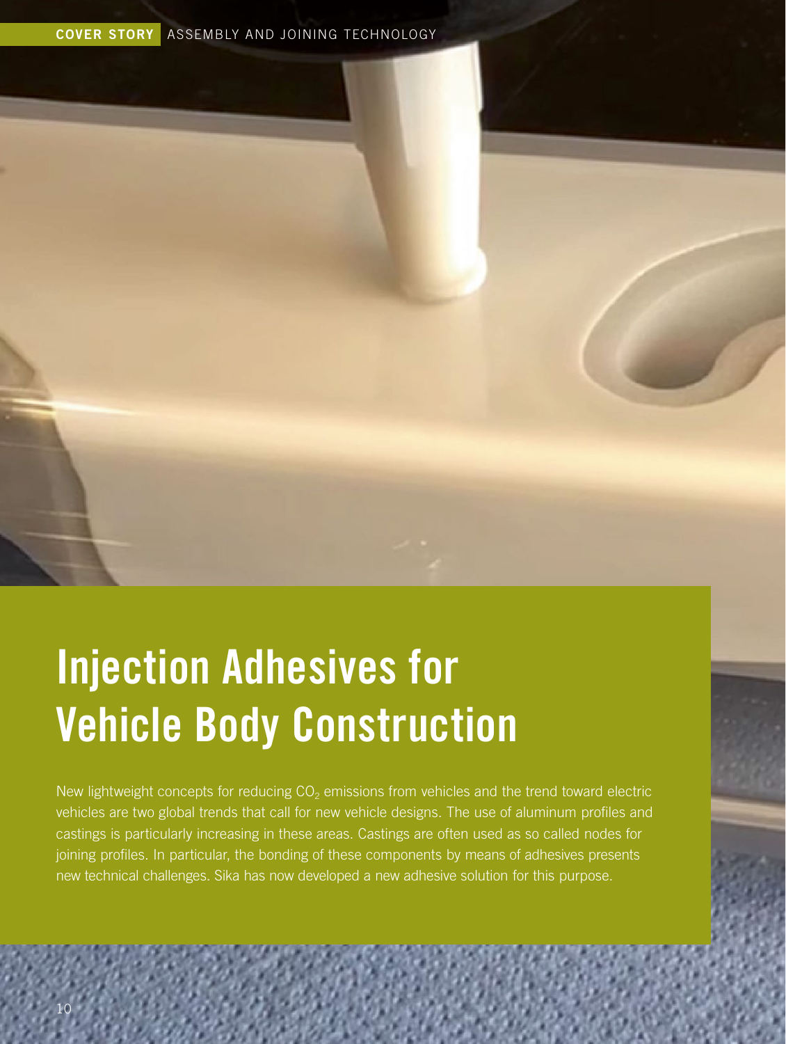COVER STORY ASSEMBLY AND JOINING TECHNOLOGY

# Injection Adhesives for Vehicle Body Construction

New lightweight concepts for reducing $CO_2$ emissions from vehicles and the trend toward electric vehicles are two global trends that call for new vehicle designs. The use of aluminum profiles and castings is particularly increasing in these areas. Castings are often used as so called nodes for joining profiles. In particular, the bonding of these components by means of adhesives presents new technical challenges. Sika has now developed a new adhesive solution for this purpose.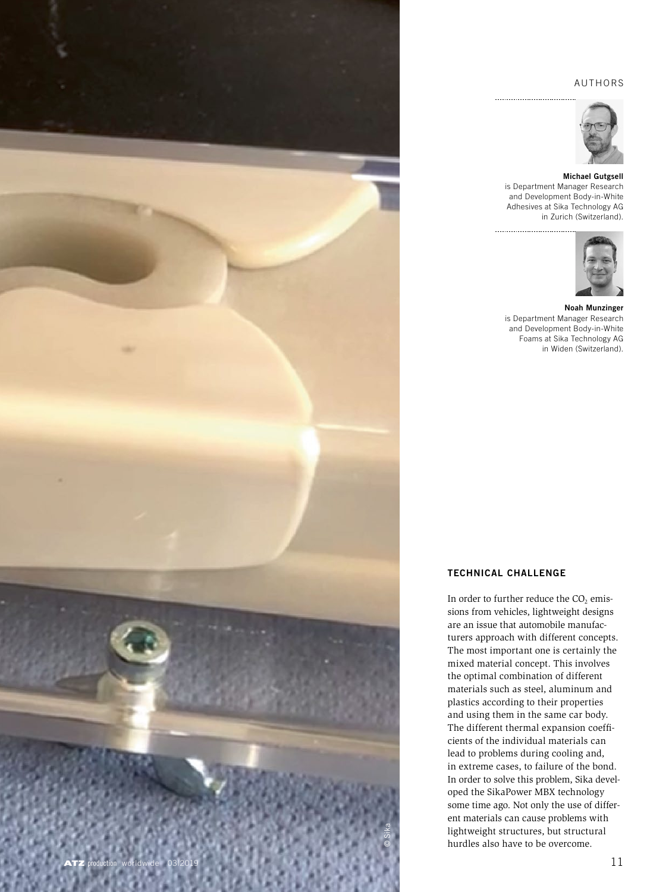AUTHORS

**Michael Gutgsell**
is Department Manager Research and Development Body-in-White Adhesives at Sika Technology AG in Zurich (Switzerland).

**Noah Munzinger**
is Department Manager Research and Development Body-in-White Foams at Sika Technology AG in Widen (Switzerland).

© Sika

## TECHNICAL CHALLENGE

In order to further reduce the $CO_2$ emissions from vehicles, lightweight designs are an issue that automobile manufacturers approach with different concepts. The most important one is certainly the mixed material concept. This involves the optimal combination of different materials such as steel, aluminum and plastics according to their properties and using them in the same car body. The different thermal expansion coefficients of the individual materials can lead to problems during cooling and, in extreme cases, to failure of the bond. In order to solve this problem, Sika developed the SikaPower MBX technology some time ago. Not only the use of different materials can cause problems with lightweight structures, but structural hurdles also have to be overcome.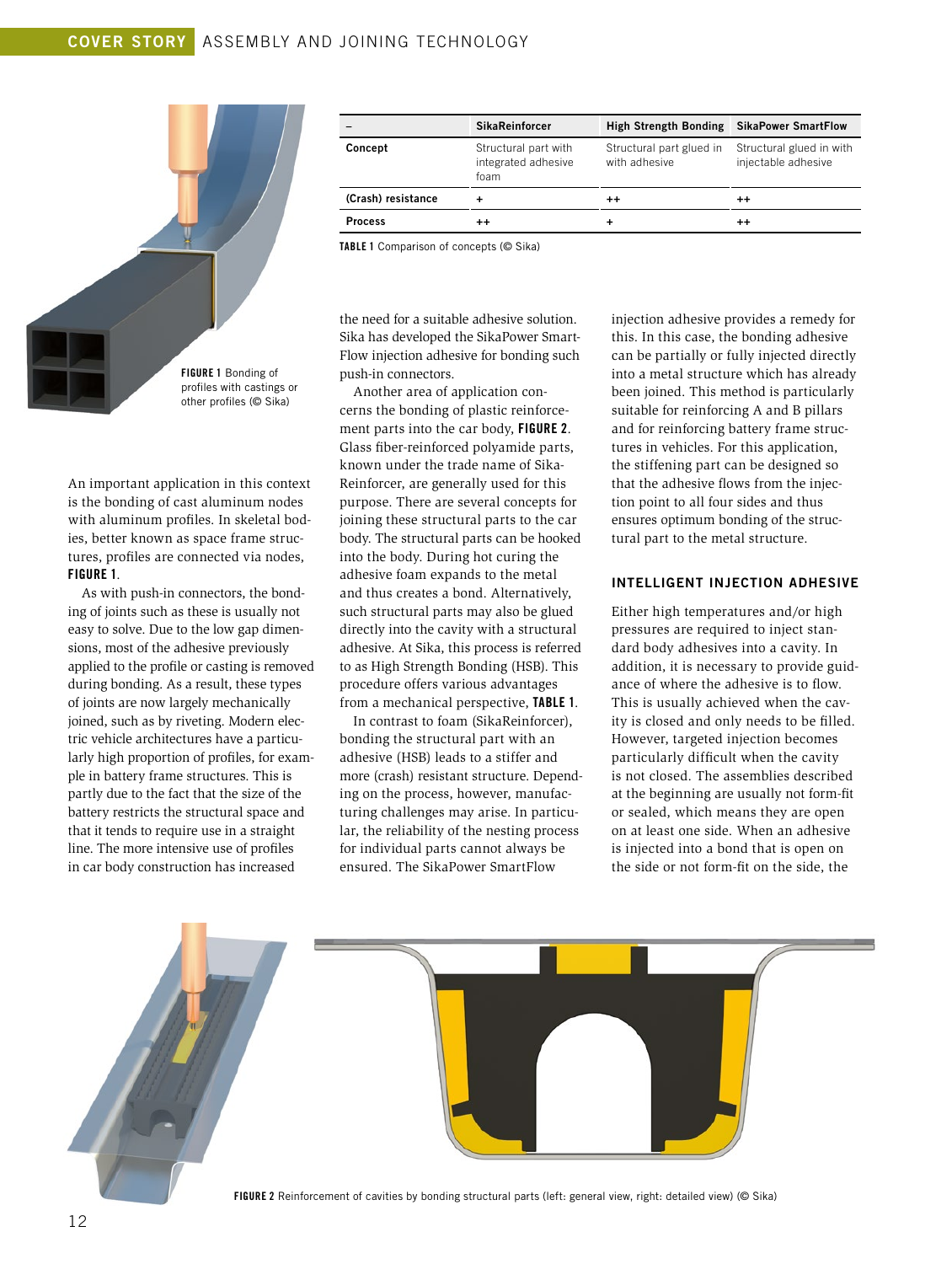| – | SikaReinforcer | High Strength Bonding | SikaPower SmartFlow |
|---|---|---|---|
| **Concept** | Structural part with integrated adhesive foam | Structural part glued in with adhesive | Structural glued in with injectable adhesive |
| **(Crash) resistance** | + | ++ | ++ |
| **Process** | ++ | + | ++ |

**TABLE 1** Comparison of concepts (© Sika)

**FIGURE 1** Bonding of profiles with castings or other profiles (© Sika)

An important application in this context is the bonding of cast aluminum nodes with aluminum profiles. In skeletal bodies, better known as space frame structures, profiles are connected via nodes, **FIGURE 1**.

As with push-in connectors, the bonding of joints such as these is usually not easy to solve. Due to the low gap dimensions, most of the adhesive previously applied to the profile or casting is removed during bonding. As a result, these types of joints are now largely mechanically joined, such as by riveting. Modern electric vehicle architectures have a particularly high proportion of profiles, for example in battery frame structures. This is partly due to the fact that the size of the battery restricts the structural space and that it tends to require use in a straight line. The more intensive use of profiles in car body construction has increased the need for a suitable adhesive solution. Sika has developed the SikaPower SmartFlow injection adhesive for bonding such push-in connectors.

Another area of application concerns the bonding of plastic reinforcement parts into the car body, **FIGURE 2**. Glass fiber-reinforced polyamide parts, known under the trade name of SikaReinforcer, are generally used for this purpose. There are several concepts for joining these structural parts to the car body. The structural parts can be hooked into the body. During hot curing the adhesive foam expands to the metal and thus creates a bond. Alternatively, such structural parts may also be glued directly into the cavity with a structural adhesive. At Sika, this process is referred to as High Strength Bonding (HSB). This procedure offers various advantages from a mechanical perspective, **TABLE 1**.

In contrast to foam (SikaReinforcer), bonding the structural part with an adhesive (HSB) leads to a stiffer and more (crash) resistant structure. Depending on the process, however, manufacturing challenges may arise. In particular, the reliability of the nesting process for individual parts cannot always be ensured. The SikaPower SmartFlow injection adhesive provides a remedy for this. In this case, the bonding adhesive can be partially or fully injected directly into a metal structure which has already been joined. This method is particularly suitable for reinforcing A and B pillars and for reinforcing battery frame structures in vehicles. For this application, the stiffening part can be designed so that the adhesive flows from the injection point to all four sides and thus ensures optimum bonding of the structural part to the metal structure.

## INTELLIGENT INJECTION ADHESIVE

Either high temperatures and/or high pressures are required to inject standard body adhesives into a cavity. In addition, it is necessary to provide guidance of where the adhesive is to flow. This is usually achieved when the cavity is closed and only needs to be filled. However, targeted injection becomes particularly difficult when the cavity is not closed. The assemblies described at the beginning are usually not form-fit or sealed, which means they are open on at least one side. When an adhesive is injected into a bond that is open on the side or not form-fit on the side, the

**FIGURE 2** Reinforcement of cavities by bonding structural parts (left: general view, right: detailed view) (© Sika)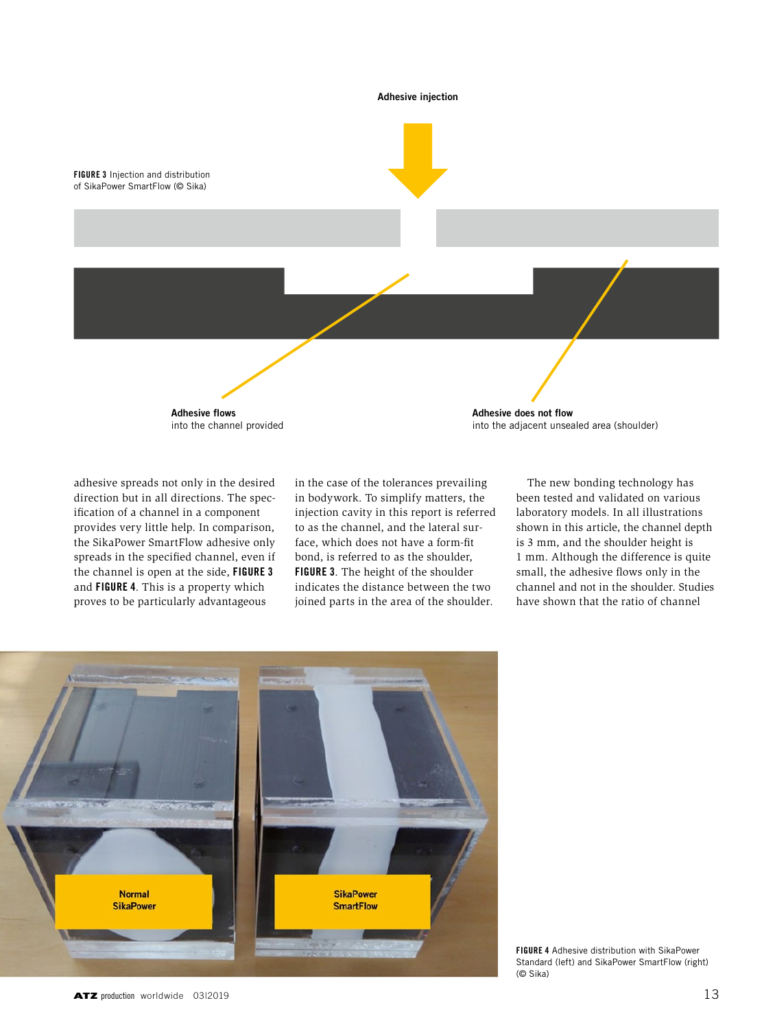Adhesive injection

Adhesive flows
into the channel provided

Adhesive does not flow
into the adjacent unsealed area (shoulder)

**FIGURE 3** Injection and distribution of SikaPower SmartFlow (© Sika)

adhesive spreads not only in the desired direction but in all directions. The specification of a channel in a component provides very little help. In comparison, the SikaPower SmartFlow adhesive only spreads in the specified channel, even if the channel is open at the side, **FIGURE 3** and **FIGURE 4**. This is a property which proves to be particularly advantageous in the case of the tolerances prevailing in bodywork. To simplify matters, the injection cavity in this report is referred to as the channel, and the lateral surface, which does not have a form-fit bond, is referred to as the shoulder, **FIGURE 3**. The height of the shoulder indicates the distance between the two joined parts in the area of the shoulder.

The new bonding technology has been tested and validated on various laboratory models. In all illustrations shown in this article, the channel depth is 3 mm, and the shoulder height is 1 mm. Although the difference is quite small, the adhesive flows only in the channel and not in the shoulder. Studies have shown that the ratio of channel

Normal SikaPower

SikaPower SmartFlow

**FIGURE 4** Adhesive distribution with SikaPower Standard (left) and SikaPower SmartFlow (right) (© Sika)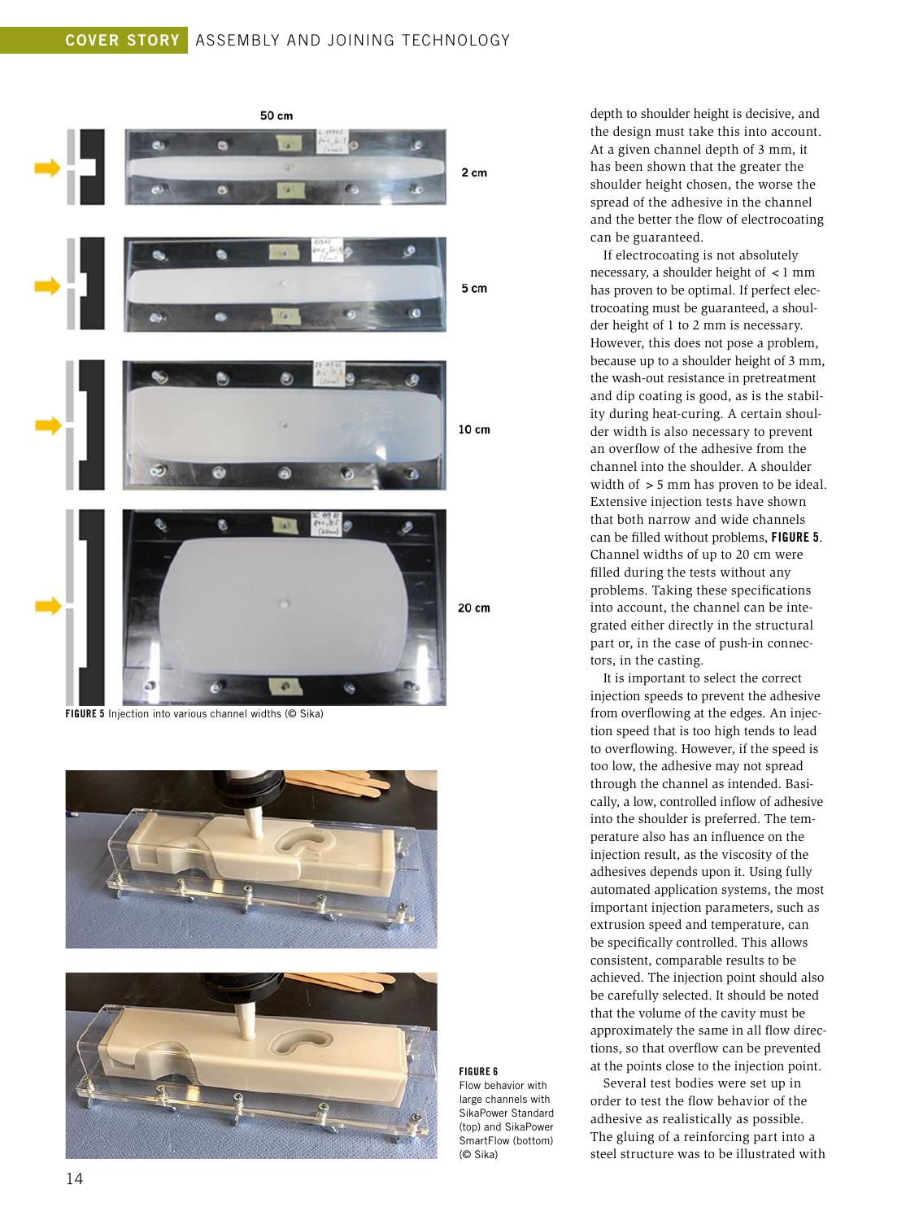50 cm

2 cm

5 cm

10 cm

20 cm

**FIGURE 5** Injection into various channel widths (© Sika)

**FIGURE 6** Flow behavior with large channels with SikaPower Standard (top) and SikaPower SmartFlow (bottom) (© Sika)

depth to shoulder height is decisive, and the design must take this into account. At a given channel depth of 3 mm, it has been shown that the greater the shoulder height chosen, the worse the spread of the adhesive in the channel and the better the flow of electrocoating can be guaranteed.

If electrocoating is not absolutely necessary, a shoulder height of < 1 mm has proven to be optimal. If perfect electrocoating must be guaranteed, a shoulder height of 1 to 2 mm is necessary. However, this does not pose a problem, because up to a shoulder height of 3 mm, the wash-out resistance in pretreatment and dip coating is good, as is the stability during heat-curing. A certain shoulder width is also necessary to prevent an overflow of the adhesive from the channel into the shoulder. A shoulder width of > 5 mm has proven to be ideal. Extensive injection tests have shown that both narrow and wide channels can be filled without problems, **FIGURE 5**. Channel widths of up to 20 cm were filled during the tests without any problems. Taking these specifications into account, the channel can be integrated either directly in the structural part or, in the case of push-in connectors, in the casting.

It is important to select the correct injection speeds to prevent the adhesive from overflowing at the edges. An injection speed that is too high tends to lead to overflowing. However, if the speed is too low, the adhesive may not spread through the channel as intended. Basically, a low, controlled inflow of adhesive into the shoulder is preferred. The temperature also has an influence on the injection result, as the viscosity of the adhesives depends upon it. Using fully automated application systems, the most important injection parameters, such as extrusion speed and temperature, can be specifically controlled. This allows consistent, comparable results to be achieved. The injection point should also be carefully selected. It should be noted that the volume of the cavity must be approximately the same in all flow directions, so that overflow can be prevented at the points close to the injection point.

Several test bodies were set up in order to test the flow behavior of the adhesive as realistically as possible. The gluing of a reinforcing part into a steel structure was to be illustrated with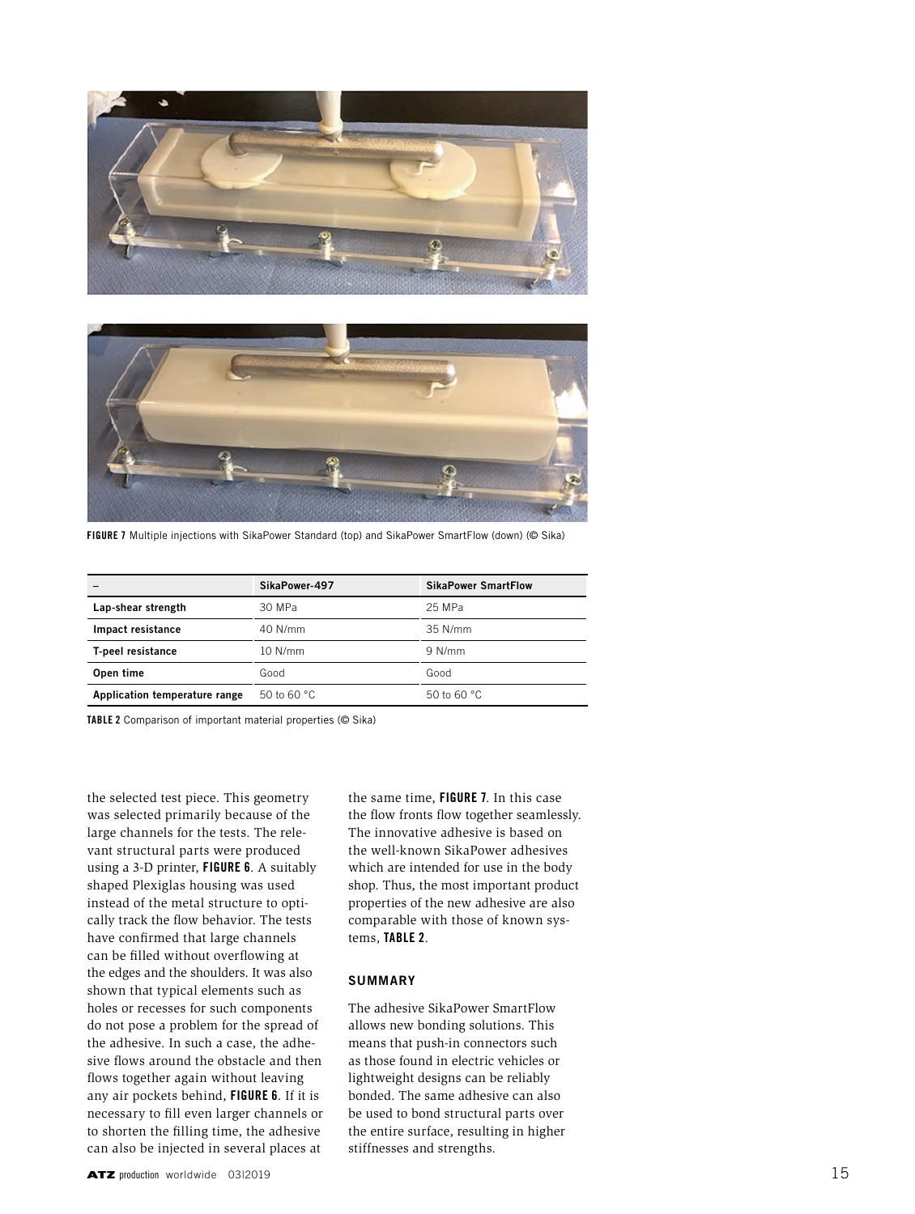FIGURE 7 Multiple injections with SikaPower Standard (top) and SikaPower SmartFlow (down) (© Sika)

| – | SikaPower-497 | SikaPower SmartFlow |
|---|---|---|
| **Lap-shear strength** | 30 MPa | 25 MPa |
| **Impact resistance** | 40 N/mm | 35 N/mm |
| **T-peel resistance** | 10 N/mm | 9 N/mm |
| **Open time** | Good | Good |
| **Application temperature range** | 50 to 60 °C | 50 to 60 °C |

**TABLE 2** Comparison of important material properties (© Sika)

the selected test piece. This geometry was selected primarily because of the large channels for the tests. The relevant structural parts were produced using a 3-D printer, **FIGURE 6**. A suitably shaped Plexiglas housing was used instead of the metal structure to optically track the flow behavior. The tests have confirmed that large channels can be filled without overflowing at the edges and the shoulders. It was also shown that typical elements such as holes or recesses for such components do not pose a problem for the spread of the adhesive. In such a case, the adhesive flows around the obstacle and then flows together again without leaving any air pockets behind, **FIGURE 6**. If it is necessary to fill even larger channels or to shorten the filling time, the adhesive can also be injected in several places at the same time, **FIGURE 7**. In this case the flow fronts flow together seamlessly. The innovative adhesive is based on the well-known SikaPower adhesives which are intended for use in the body shop. Thus, the most important product properties of the new adhesive are also comparable with those of known systems, **TABLE 2**.

## SUMMARY

The adhesive SikaPower SmartFlow allows new bonding solutions. This means that push-in connectors such as those found in electric vehicles or lightweight designs can be reliably bonded. The same adhesive can also be used to bond structural parts over the entire surface, resulting in higher stiffnesses and strengths.